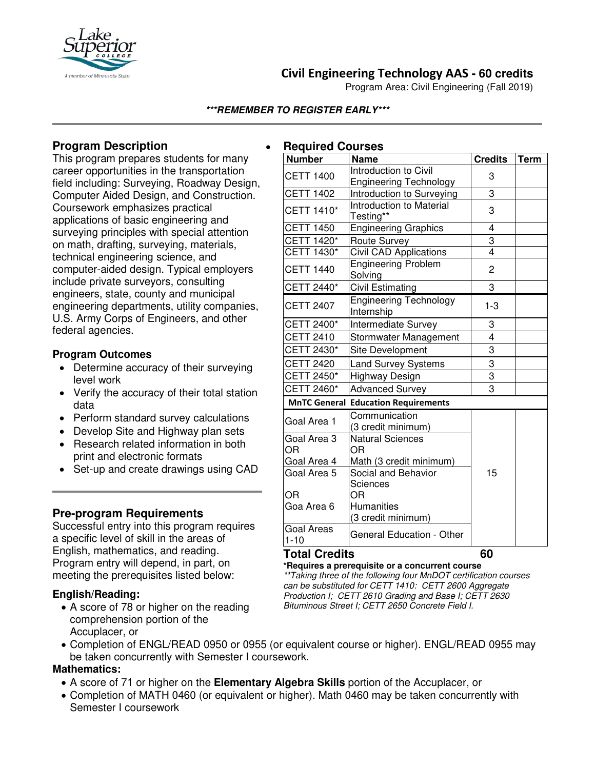# Civil Engineering Technology AAS - 60 credits

Program Area: Civil Engineering (Fall 2019)

***REMEMBER TO REGISTER EARLY***

## Program Description

This program prepares students for many career opportunities in the transportation field including: Surveying, Roadway Design, Computer Aided Design, and Construction. Coursework emphasizes practical applications of basic engineering and surveying principles with special attention on math, drafting, surveying, materials, technical engineering science, and computer-aided design. Typical employers include private surveyors, consulting engineers, state, county and municipal engineering departments, utility companies, U.S. Army Corps of Engineers, and other federal agencies.

### Program Outcomes

- Determine accuracy of their surveying level work
- Verify the accuracy of their total station data
- Perform standard survey calculations
- Develop Site and Highway plan sets
- Research related information in both print and electronic formats
- Set-up and create drawings using CAD

## Required Courses

| Number | Name | Credits | Term |
|---|---|---|---|
| CETT 1400 | Introduction to Civil Engineering Technology | 3 | |
| CETT 1402 | Introduction to Surveying | 3 | |
| CETT 1410* | Introduction to Material Testing** | 3 | |
| CETT 1450 | Engineering Graphics | 4 | |
| CETT 1420* | Route Survey | 3 | |
| CETT 1430* | Civil CAD Applications | 4 | |
| CETT 1440 | Engineering Problem Solving | 2 | |
| CETT 2440* | Civil Estimating | 3 | |
| CETT 2407 | Engineering Technology Internship | 1-3 | |
| CETT 2400* | Intermediate Survey | 3 | |
| CETT 2410 | Stormwater Management | 4 | |
| CETT 2430* | Site Development | 3 | |
| CETT 2420 | Land Survey Systems | 3 | |
| CETT 2450* | Highway Design | 3 | |
| CETT 2460* | Advanced Survey | 3 | |
| **MnTC General Education Requirements** | | | |
| Goal Area 1 | Communication (3 credit minimum) | 15 | |
| Goal Area 3 OR Goal Area 4 | Natural Sciences OR Math (3 credit minimum) | | |
| Goal Area 5 OR Goa Area 6 | Social and Behavior Sciences OR Humanities (3 credit minimum) | | |
| Goal Areas 1-10 | General Education - Other | | |
| **Total Credits** | | **60** | |

**\*Requires a prerequisite or a concurrent course**

*\*\*Taking three of the following four MnDOT certification courses can be substituted for CETT 1410: CETT 2600 Aggregate Production I; CETT 2610 Grading and Base I; CETT 2630 Bituminous Street I; CETT 2650 Concrete Field I.*

## Pre-program Requirements

Successful entry into this program requires a specific level of skill in the areas of English, mathematics, and reading. Program entry will depend, in part, on meeting the prerequisites listed below:

### English/Reading:

- A score of 78 or higher on the reading comprehension portion of the Accuplacer, or
- Completion of ENGL/READ 0950 or 0955 (or equivalent course or higher). ENGL/READ 0955 may be taken concurrently with Semester I coursework.

### Mathematics:

- A score of 71 or higher on the **Elementary Algebra Skills** portion of the Accuplacer, or
- Completion of MATH 0460 (or equivalent or higher). Math 0460 may be taken concurrently with Semester I coursework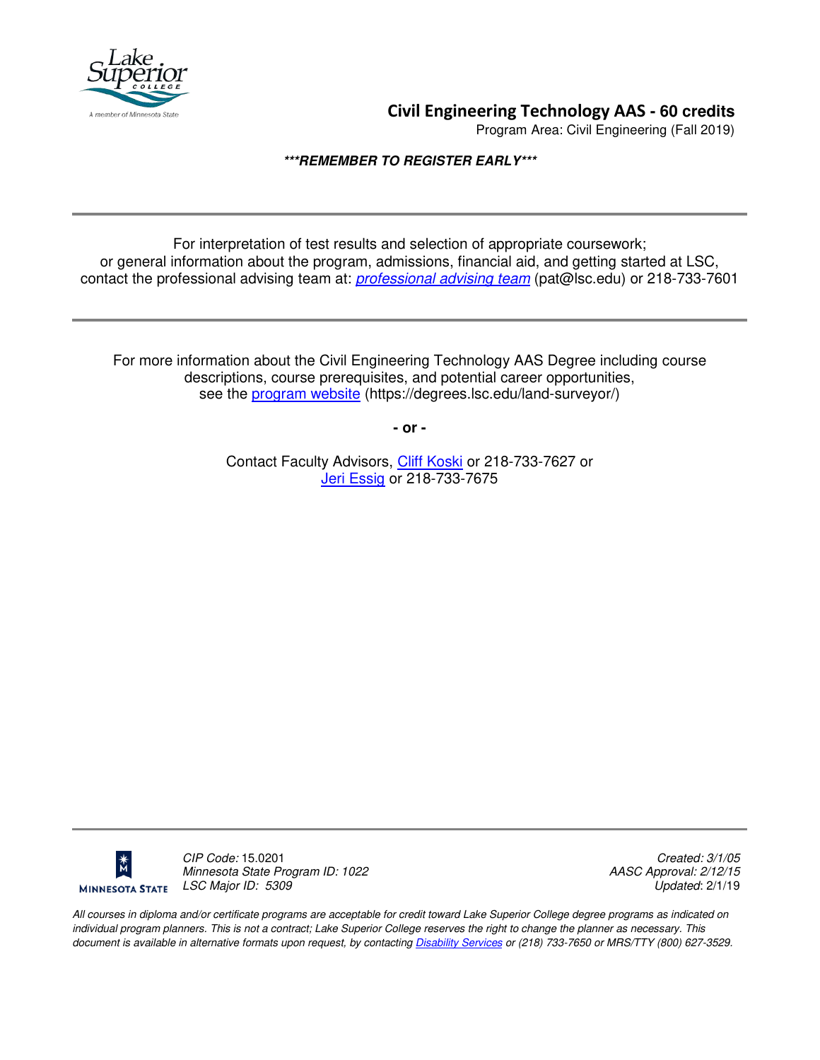# Civil Engineering Technology AAS - 60 credits

Program Area: Civil Engineering (Fall 2019)

***REMEMBER TO REGISTER EARLY***

---

For interpretation of test results and selection of appropriate coursework; or general information about the program, admissions, financial aid, and getting started at LSC, contact the professional advising team at: *professional advising team* (pat@lsc.edu) or 218-733-7601

---

For more information about the Civil Engineering Technology AAS Degree including course descriptions, course prerequisites, and potential career opportunities, see the program website (https://degrees.lsc.edu/land-surveyor/)

**- or -**

Contact Faculty Advisors, Cliff Koski or 218-733-7627 or Jeri Essig or 218-733-7675

---

*CIP Code:* 15.0201
*Minnesota State Program ID: 1022*
*LSC Major ID: 5309*

*Created: 3/1/05*
*AASC Approval: 2/12/15*
*Updated*: 2/1/19

*All courses in diploma and/or certificate programs are acceptable for credit toward Lake Superior College degree programs as indicated on individual program planners. This is not a contract; Lake Superior College reserves the right to change the planner as necessary. This document is available in alternative formats upon request, by contacting Disability Services or (218) 733-7650 or MRS/TTY (800) 627-3529.*